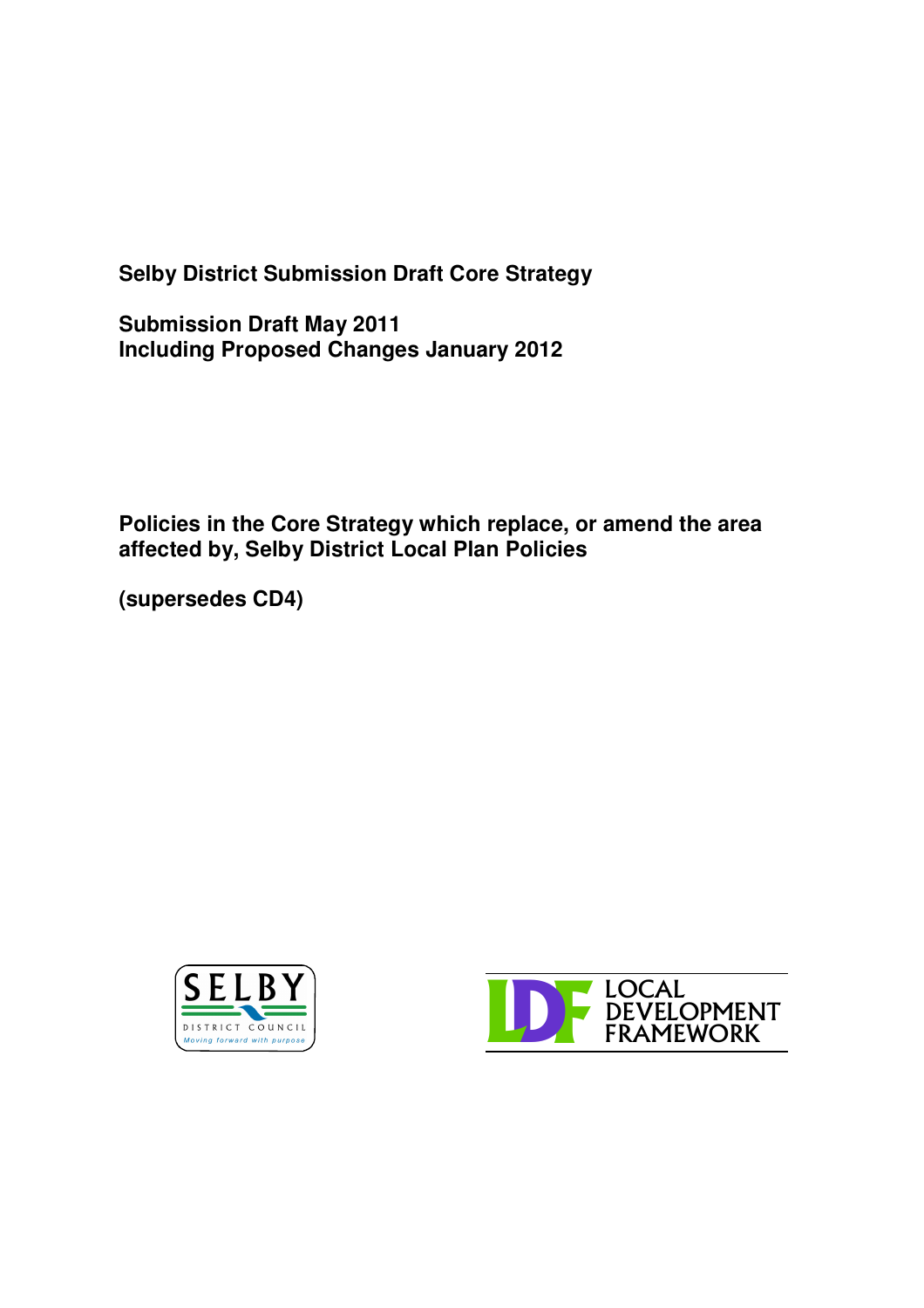# Selby District Submission Draft Core Strategy

**Submission Draft May 2011**
**Including Proposed Changes January 2012**

## Policies in the Core Strategy which replace, or amend the area affected by, Selby District Local Plan Policies

**(supersedes CD4)**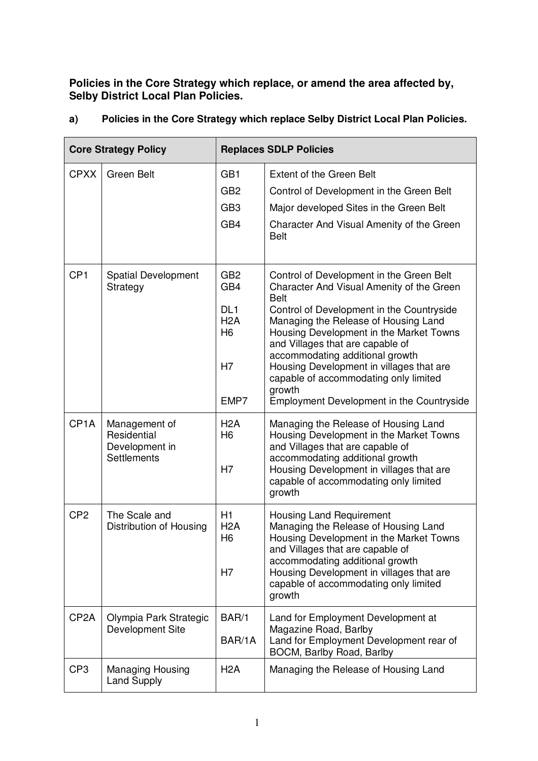**Policies in the Core Strategy which replace, or amend the area affected by, Selby District Local Plan Policies.**

**a) Policies in the Core Strategy which replace Selby District Local Plan Policies.**

| Core Strategy Policy | | Replaces SDLP Policies | |
|---|---|---|---|
| CPXX | Green Belt | GB1<br>GB2<br>GB3<br>GB4 | Extent of the Green Belt<br>Control of Development in the Green Belt<br>Major developed Sites in the Green Belt<br>Character And Visual Amenity of the Green Belt |
| CP1 | Spatial Development Strategy | GB2<br>GB4<br>DL1<br>H2A<br>H6<br>H7<br>EMP7 | Control of Development in the Green Belt<br>Character And Visual Amenity of the Green Belt<br>Control of Development in the Countryside<br>Managing the Release of Housing Land<br>Housing Development in the Market Towns and Villages that are capable of accommodating additional growth<br>Housing Development in villages that are capable of accommodating only limited growth<br>Employment Development in the Countryside |
| CP1A | Management of Residential Development in Settlements | H2A<br>H6<br>H7 | Managing the Release of Housing Land<br>Housing Development in the Market Towns and Villages that are capable of accommodating additional growth<br>Housing Development in villages that are capable of accommodating only limited growth |
| CP2 | The Scale and Distribution of Housing | H1<br>H2A<br>H6<br>H7 | Housing Land Requirement<br>Managing the Release of Housing Land<br>Housing Development in the Market Towns and Villages that are capable of accommodating additional growth<br>Housing Development in villages that are capable of accommodating only limited growth |
| CP2A | Olympia Park Strategic Development Site | BAR/1<br>BAR/1A | Land for Employment Development at Magazine Road, Barlby<br>Land for Employment Development rear of BOCM, Barlby Road, Barlby |
| CP3 | Managing Housing Land Supply | H2A | Managing the Release of Housing Land |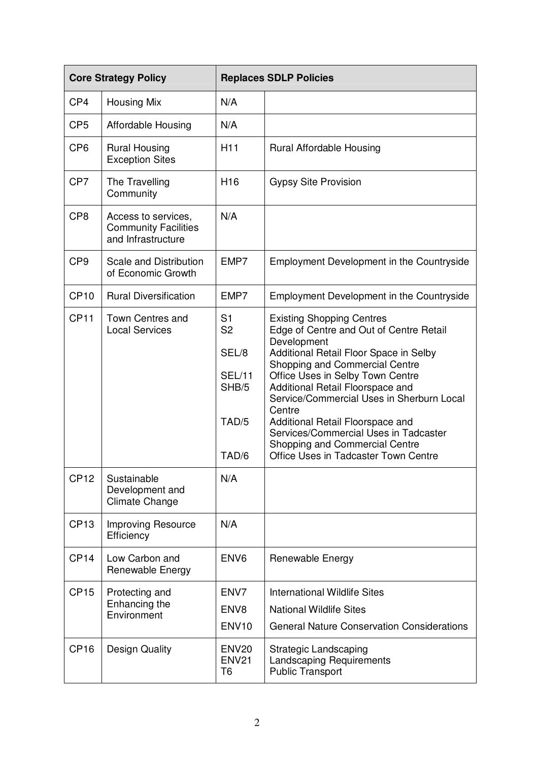| Core Strategy Policy | | Replaces SDLP Policies | |
|---|---|---|---|
| CP4 | Housing Mix | N/A | |
| CP5 | Affordable Housing | N/A | |
| CP6 | Rural Housing Exception Sites | H11 | Rural Affordable Housing |
| CP7 | The Travelling Community | H16 | Gypsy Site Provision |
| CP8 | Access to services, Community Facilities and Infrastructure | N/A | |
| CP9 | Scale and Distribution of Economic Growth | EMP7 | Employment Development in the Countryside |
| CP10 | Rural Diversification | EMP7 | Employment Development in the Countryside |
| CP11 | Town Centres and Local Services | S1<br>S2<br>SEL/8<br>SEL/11<br>SHB/5<br>TAD/5<br>TAD/6 | Existing Shopping Centres<br>Edge of Centre and Out of Centre Retail Development<br>Additional Retail Floor Space in Selby Shopping and Commercial Centre<br>Office Uses in Selby Town Centre<br>Additional Retail Floorspace and Service/Commercial Uses in Sherburn Local Centre<br>Additional Retail Floorspace and Services/Commercial Uses in Tadcaster Shopping and Commercial Centre<br>Office Uses in Tadcaster Town Centre |
| CP12 | Sustainable Development and Climate Change | N/A | |
| CP13 | Improving Resource Efficiency | N/A | |
| CP14 | Low Carbon and Renewable Energy | ENV6 | Renewable Energy |
| CP15 | Protecting and Enhancing the Environment | ENV7<br>ENV8<br>ENV10 | International Wildlife Sites<br>National Wildlife Sites<br>General Nature Conservation Considerations |
| CP16 | Design Quality | ENV20<br>ENV21<br>T6 | Strategic Landscaping<br>Landscaping Requirements<br>Public Transport |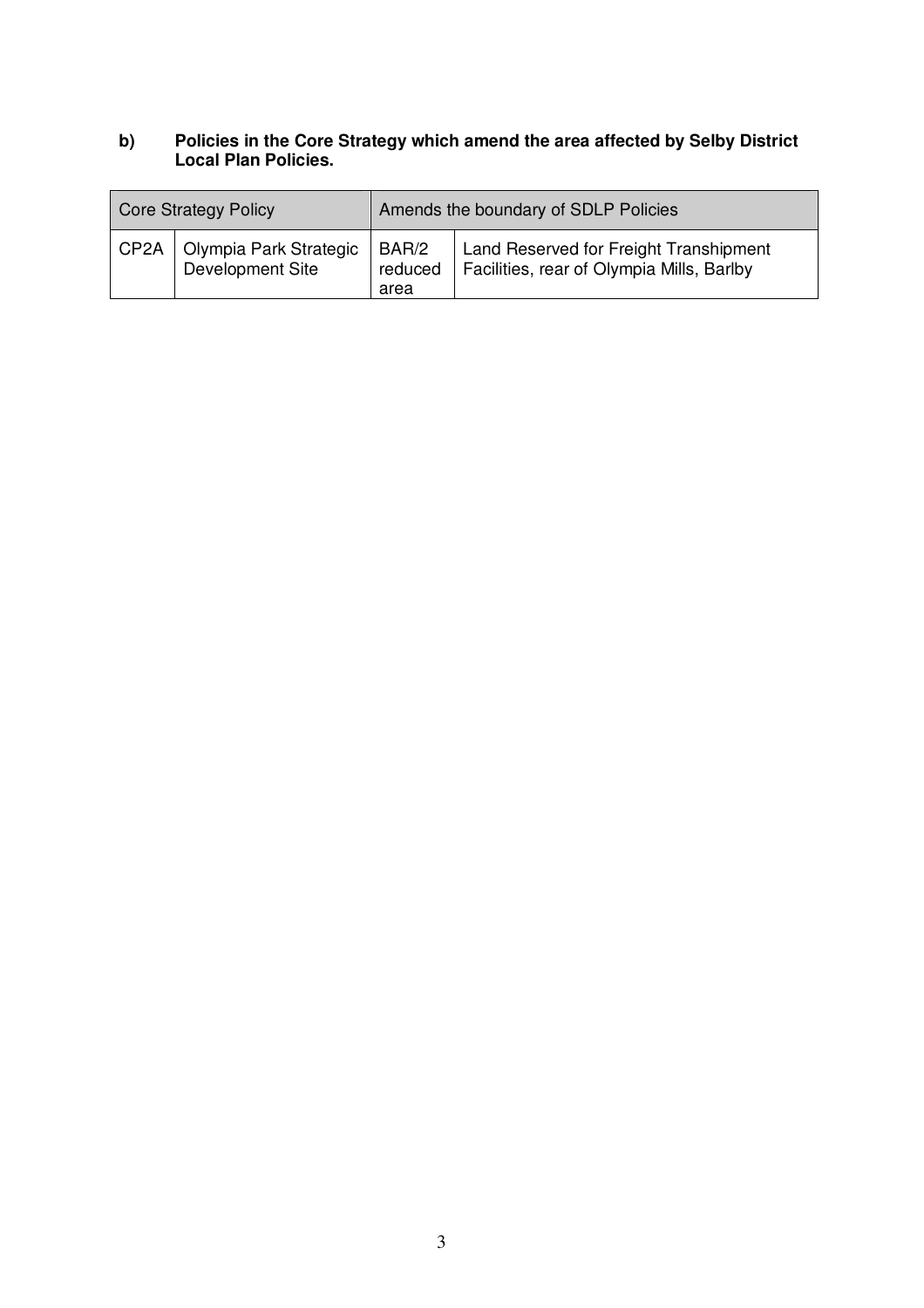**b) Policies in the Core Strategy which amend the area affected by Selby District Local Plan Policies.**

| Core Strategy Policy | | Amends the boundary of SDLP Policies | |
|---|---|---|---|
| CP2A | Olympia Park Strategic Development Site | BAR/2 reduced area | Land Reserved for Freight Transhipment Facilities, rear of Olympia Mills, Barlby |